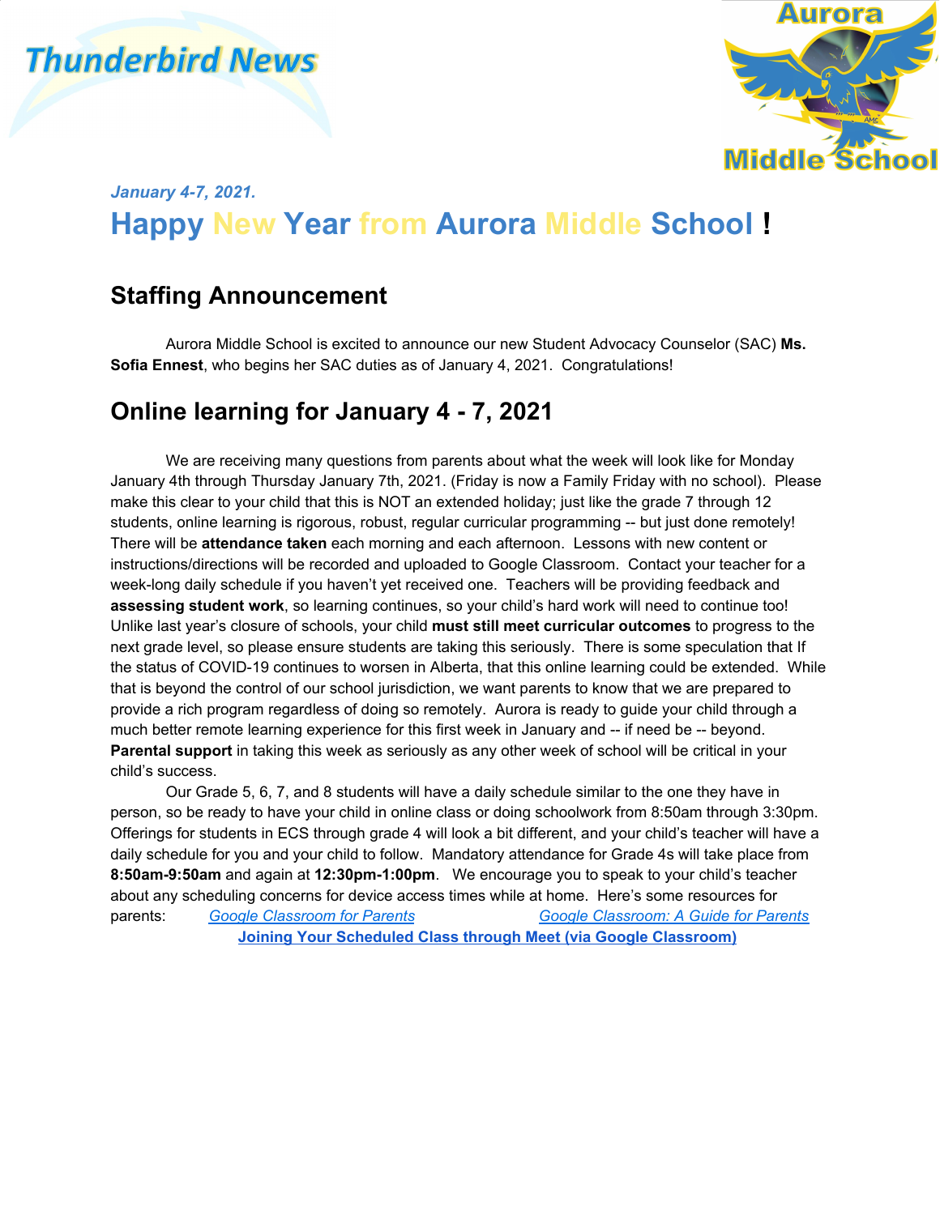# Thunderbird News

Aurora Middle School

*January 4-7, 2021.*

# Happy New Year from Aurora Middle School !

## Staffing Announcement

Aurora Middle School is excited to announce our new Student Advocacy Counselor (SAC) **Ms. Sofia Ennest**, who begins her SAC duties as of January 4, 2021. Congratulations!

## Online learning for January 4 - 7, 2021

We are receiving many questions from parents about what the week will look like for Monday January 4th through Thursday January 7th, 2021. (Friday is now a Family Friday with no school). Please make this clear to your child that this is NOT an extended holiday; just like the grade 7 through 12 students, online learning is rigorous, robust, regular curricular programming -- but just done remotely! There will be **attendance taken** each morning and each afternoon. Lessons with new content or instructions/directions will be recorded and uploaded to Google Classroom. Contact your teacher for a week-long daily schedule if you haven't yet received one. Teachers will be providing feedback and **assessing student work**, so learning continues, so your child's hard work will need to continue too! Unlike last year's closure of schools, your child **must still meet curricular outcomes** to progress to the next grade level, so please ensure students are taking this seriously. There is some speculation that If the status of COVID-19 continues to worsen in Alberta, that this online learning could be extended. While that is beyond the control of our school jurisdiction, we want parents to know that we are prepared to provide a rich program regardless of doing so remotely. Aurora is ready to guide your child through a much better remote learning experience for this first week in January and -- if need be -- beyond. **Parental support** in taking this week as seriously as any other week of school will be critical in your child's success.

Our Grade 5, 6, 7, and 8 students will have a daily schedule similar to the one they have in person, so be ready to have your child in online class or doing schoolwork from 8:50am through 3:30pm. Offerings for students in ECS through grade 4 will look a bit different, and your child's teacher will have a daily schedule for you and your child to follow. Mandatory attendance for Grade 4s will take place from **8:50am-9:50am** and again at **12:30pm-1:00pm**. We encourage you to speak to your child's teacher about any scheduling concerns for device access times while at home. Here's some resources for parents: *Google Classroom for Parents* *Google Classroom: A Guide for Parents*

**Joining Your Scheduled Class through Meet (via Google Classroom)**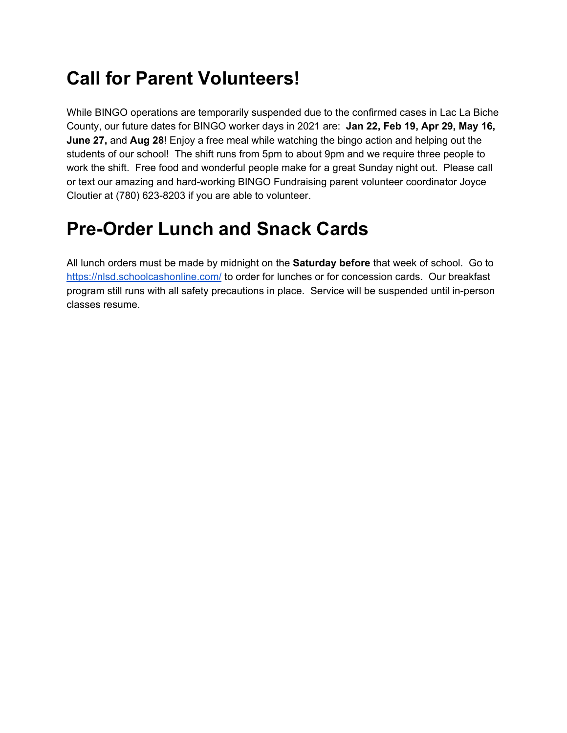# Call for Parent Volunteers!

While BINGO operations are temporarily suspended due to the confirmed cases in Lac La Biche County, our future dates for BINGO worker days in 2021 are: **Jan 22, Feb 19, Apr 29, May 16, June 27,** and **Aug 28**! Enjoy a free meal while watching the bingo action and helping out the students of our school! The shift runs from 5pm to about 9pm and we require three people to work the shift. Free food and wonderful people make for a great Sunday night out. Please call or text our amazing and hard-working BINGO Fundraising parent volunteer coordinator Joyce Cloutier at (780) 623-8203 if you are able to volunteer.

# Pre-Order Lunch and Snack Cards

All lunch orders must be made by midnight on the **Saturday before** that week of school. Go to [https://nlsd.schoolcashonline.com/](https://nlsd.schoolcashonline.com/) to order for lunches or for concession cards. Our breakfast program still runs with all safety precautions in place. Service will be suspended until in-person classes resume.